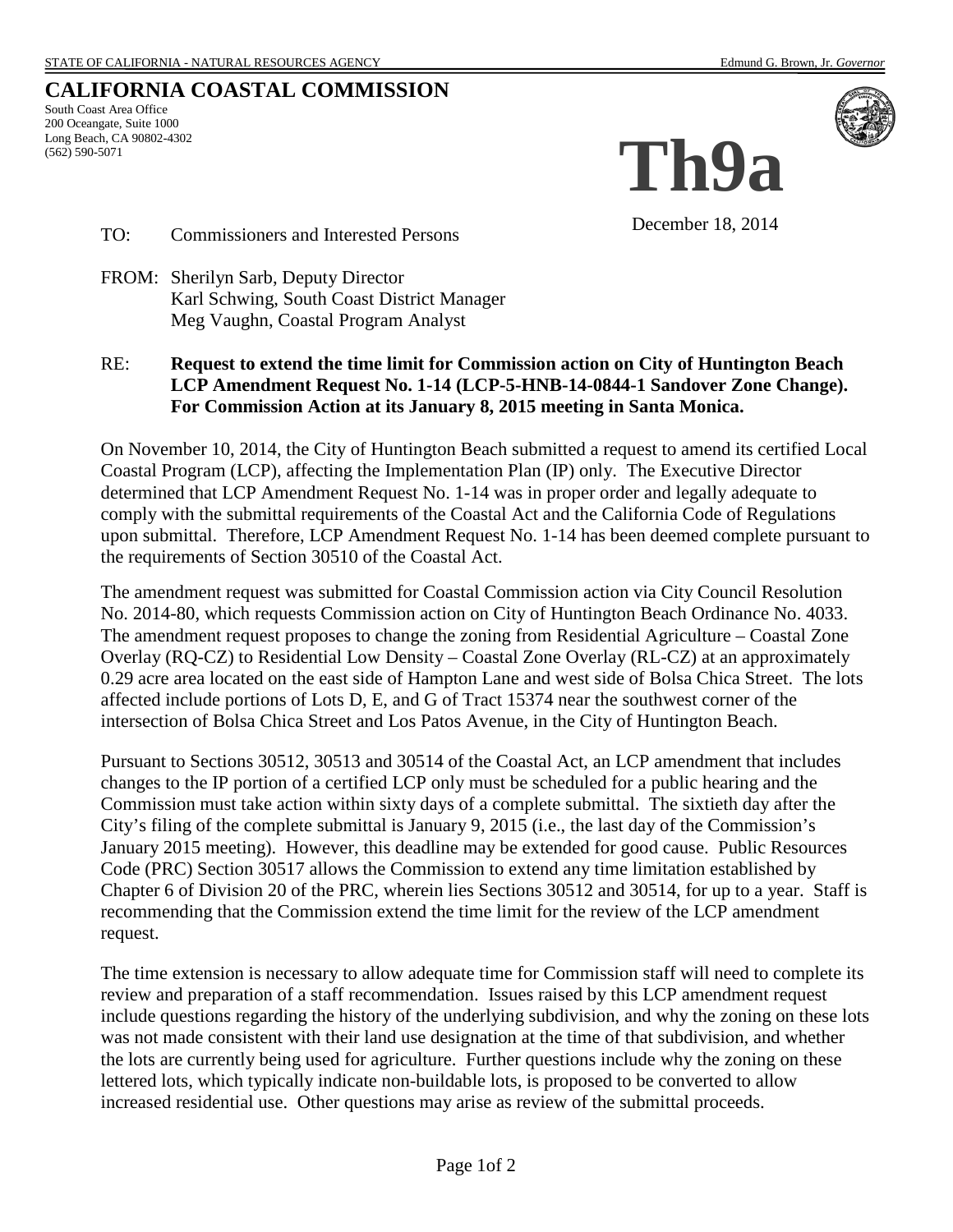STATE OF CALIFORNIA - NATURAL RESOURCES AGENCY Edmund G. Brown, Jr. *Governor*

# CALIFORNIA COASTAL COMMISSION

South Coast Area Office
200 Oceangate, Suite 1000
Long Beach, CA 90802-4302
(562) 590-5071

# Th9a

December 18, 2014

TO: Commissioners and Interested Persons

FROM: Sherilyn Sarb, Deputy Director
Karl Schwing, South Coast District Manager
Meg Vaughn, Coastal Program Analyst

RE: **Request to extend the time limit for Commission action on City of Huntington Beach LCP Amendment Request No. 1-14 (LCP-5-HNB-14-0844-1 Sandover Zone Change). For Commission Action at its January 8, 2015 meeting in Santa Monica.**

On November 10, 2014, the City of Huntington Beach submitted a request to amend its certified Local Coastal Program (LCP), affecting the Implementation Plan (IP) only. The Executive Director determined that LCP Amendment Request No. 1-14 was in proper order and legally adequate to comply with the submittal requirements of the Coastal Act and the California Code of Regulations upon submittal. Therefore, LCP Amendment Request No. 1-14 has been deemed complete pursuant to the requirements of Section 30510 of the Coastal Act.

The amendment request was submitted for Coastal Commission action via City Council Resolution No. 2014-80, which requests Commission action on City of Huntington Beach Ordinance No. 4033. The amendment request proposes to change the zoning from Residential Agriculture – Coastal Zone Overlay (RQ-CZ) to Residential Low Density – Coastal Zone Overlay (RL-CZ) at an approximately 0.29 acre area located on the east side of Hampton Lane and west side of Bolsa Chica Street. The lots affected include portions of Lots D, E, and G of Tract 15374 near the southwest corner of the intersection of Bolsa Chica Street and Los Patos Avenue, in the City of Huntington Beach.

Pursuant to Sections 30512, 30513 and 30514 of the Coastal Act, an LCP amendment that includes changes to the IP portion of a certified LCP only must be scheduled for a public hearing and the Commission must take action within sixty days of a complete submittal. The sixtieth day after the City's filing of the complete submittal is January 9, 2015 (i.e., the last day of the Commission's January 2015 meeting). However, this deadline may be extended for good cause. Public Resources Code (PRC) Section 30517 allows the Commission to extend any time limitation established by Chapter 6 of Division 20 of the PRC, wherein lies Sections 30512 and 30514, for up to a year. Staff is recommending that the Commission extend the time limit for the review of the LCP amendment request.

The time extension is necessary to allow adequate time for Commission staff will need to complete its review and preparation of a staff recommendation. Issues raised by this LCP amendment request include questions regarding the history of the underlying subdivision, and why the zoning on these lots was not made consistent with their land use designation at the time of that subdivision, and whether the lots are currently being used for agriculture. Further questions include why the zoning on these lettered lots, which typically indicate non-buildable lots, is proposed to be converted to allow increased residential use. Other questions may arise as review of the submittal proceeds.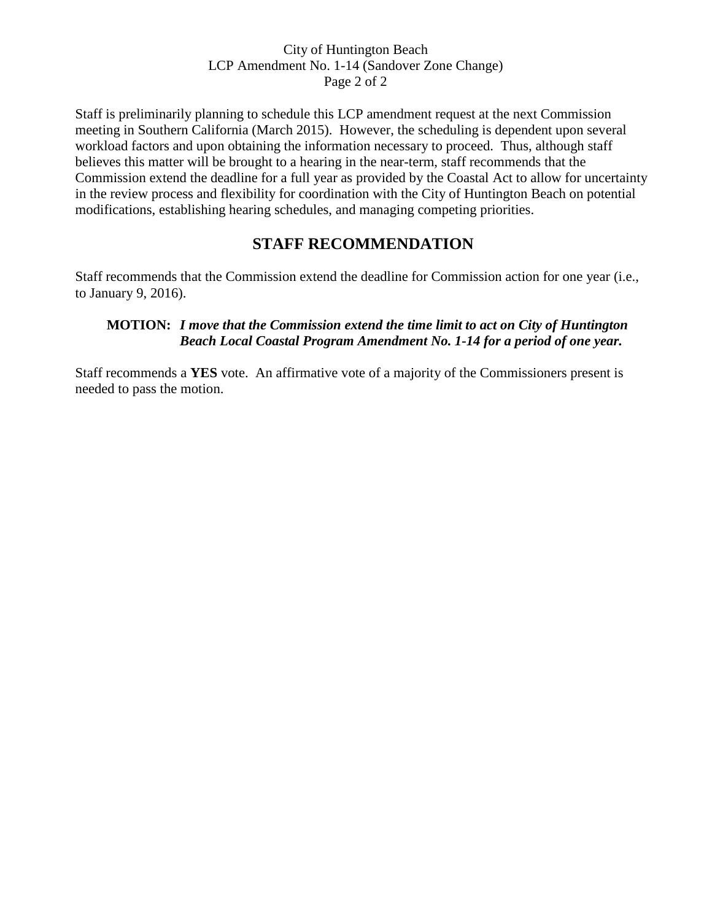Staff is preliminarily planning to schedule this LCP amendment request at the next Commission meeting in Southern California (March 2015). However, the scheduling is dependent upon several workload factors and upon obtaining the information necessary to proceed. Thus, although staff believes this matter will be brought to a hearing in the near-term, staff recommends that the Commission extend the deadline for a full year as provided by the Coastal Act to allow for uncertainty in the review process and flexibility for coordination with the City of Huntington Beach on potential modifications, establishing hearing schedules, and managing competing priorities.

## STAFF RECOMMENDATION

Staff recommends that the Commission extend the deadline for Commission action for one year (i.e., to January 9, 2016).

**MOTION:** ***I move that the Commission extend the time limit to act on City of Huntington Beach Local Coastal Program Amendment No. 1-14 for a period of one year.***

Staff recommends a **YES** vote. An affirmative vote of a majority of the Commissioners present is needed to pass the motion.